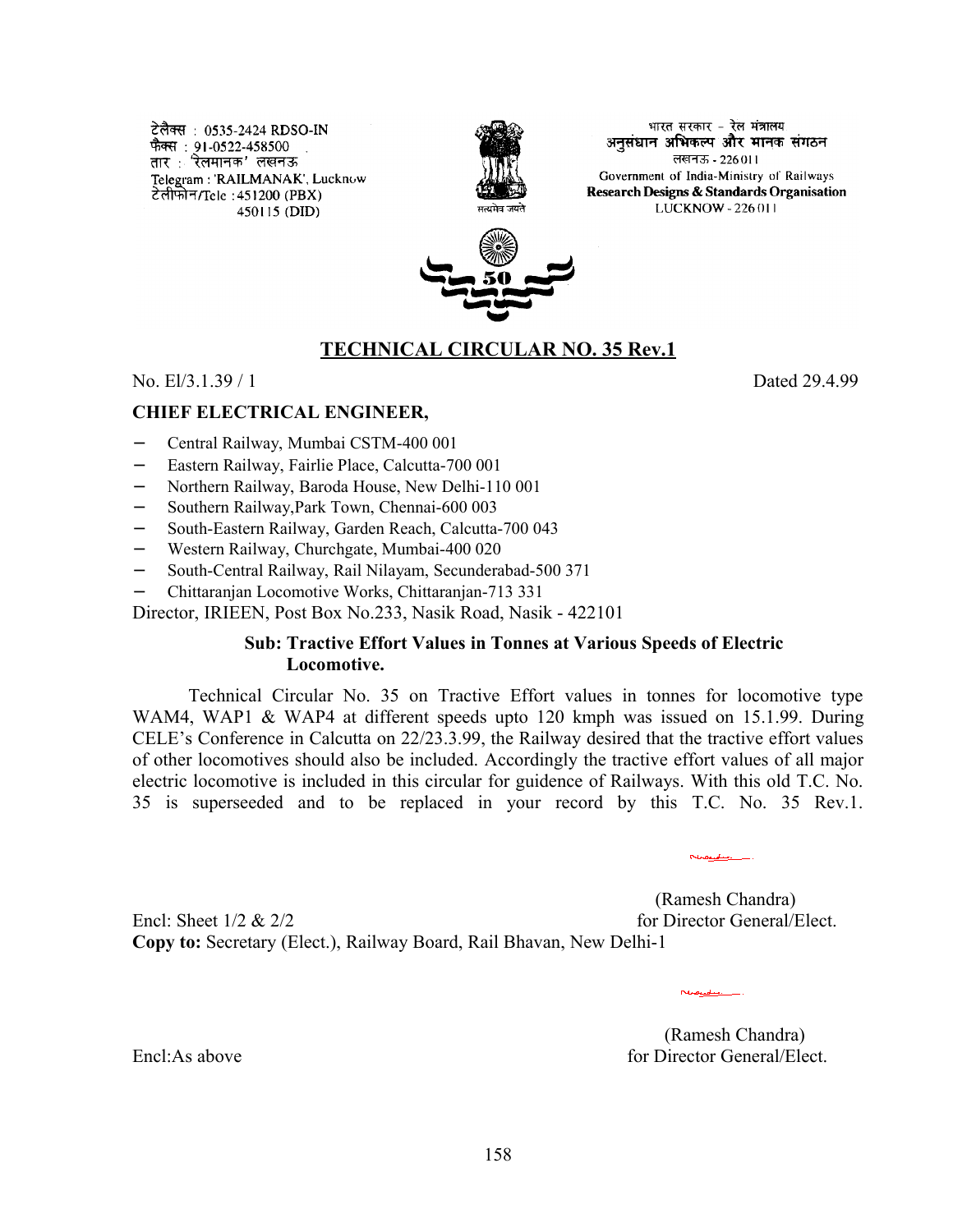टेलैक्स : 0535-2424 RDSO-IN
फैक्स : 91-0522-458500
तार : 'रेलमानक' लखनऊ
Telegram : 'RAILMANAK', Lucknow
टेलीफोन/Tele : 451200 (PBX)
450115 (DID)

भारत सरकार - रेल मंत्रालय
अनुसंधान अभिकल्प और मानक संगठन
लखनऊ - 226011
Government of India-Ministry of Railways
**Research Designs & Standards Organisation**
LUCKNOW - 226011

सत्यमेव जयते

## TECHNICAL CIRCULAR NO. 35 Rev.1

No. El/3.1.39 / 1 Dated 29.4.99

**CHIEF ELECTRICAL ENGINEER,**

- Central Railway, Mumbai CSTM-400 001
- Eastern Railway, Fairlie Place, Calcutta-700 001
- Northern Railway, Baroda House, New Delhi-110 001
- Southern Railway,Park Town, Chennai-600 003
- South-Eastern Railway, Garden Reach, Calcutta-700 043
- Western Railway, Churchgate, Mumbai-400 020
- South-Central Railway, Rail Nilayam, Secunderabad-500 371
- Chittaranjan Locomotive Works, Chittaranjan-713 331

Director, IRIEEN, Post Box No.233, Nasik Road, Nasik - 422101

**Sub: Tractive Effort Values in Tonnes at Various Speeds of Electric Locomotive.**

Technical Circular No. 35 on Tractive Effort values in tonnes for locomotive type WAM4, WAP1 & WAP4 at different speeds upto 120 kmph was issued on 15.1.99. During CELE's Conference in Calcutta on 22/23.3.99, the Railway desired that the tractive effort values of other locomotives should also be included. Accordingly the tractive effort values of all major electric locomotive is included in this circular for guidence of Railways. With this old T.C. No. 35 is superseeded and to be replaced in your record by this T.C. No. 35 Rev.1.

(Ramesh Chandra)
for Director General/Elect.

Encl: Sheet 1/2 & 2/2

**Copy to:** Secretary (Elect.), Railway Board, Rail Bhavan, New Delhi-1

(Ramesh Chandra)
for Director General/Elect.

Encl:As above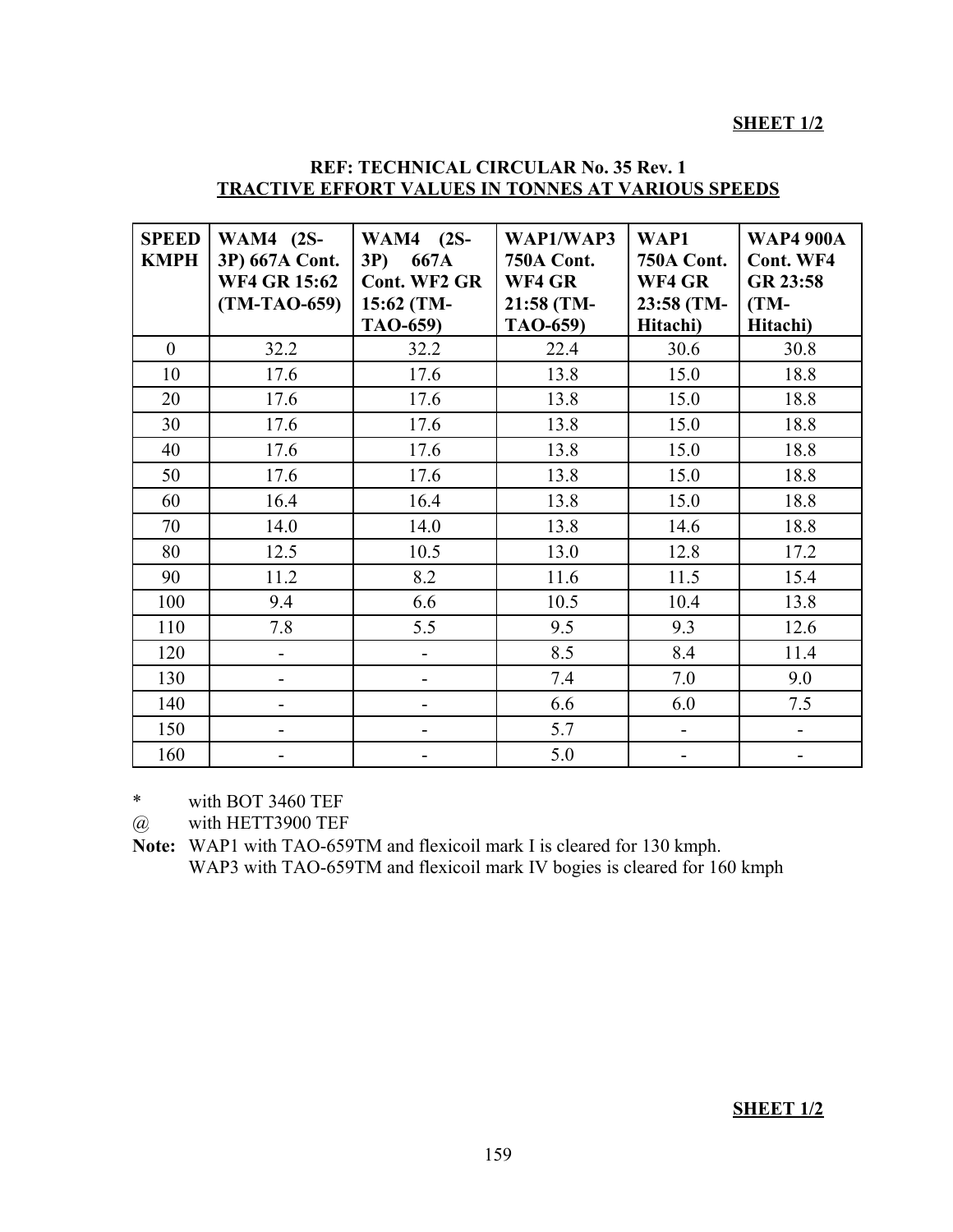**SHEET 1/2**

**REF: TECHNICAL CIRCULAR No. 35 Rev. 1**
**TRACTIVE EFFORT VALUES IN TONNES AT VARIOUS SPEEDS**

| SPEED KMPH | WAM4 (2S-3P) 667A Cont. WF4 GR 15:62 (TM-TAO-659) | WAM4 (2S-3P) 667A Cont. WF2 GR 15:62 (TM-TAO-659) | WAP1/WAP3 750A Cont. WF4 GR 21:58 (TM-TAO-659) | WAP1 750A Cont. WF4 GR 23:58 (TM-Hitachi) | WAP4 900A Cont. WF4 GR 23:58 (TM-Hitachi) |
|---|---|---|---|---|---|
| 0 | 32.2 | 32.2 | 22.4 | 30.6 | 30.8 |
| 10 | 17.6 | 17.6 | 13.8 | 15.0 | 18.8 |
| 20 | 17.6 | 17.6 | 13.8 | 15.0 | 18.8 |
| 30 | 17.6 | 17.6 | 13.8 | 15.0 | 18.8 |
| 40 | 17.6 | 17.6 | 13.8 | 15.0 | 18.8 |
| 50 | 17.6 | 17.6 | 13.8 | 15.0 | 18.8 |
| 60 | 16.4 | 16.4 | 13.8 | 15.0 | 18.8 |
| 70 | 14.0 | 14.0 | 13.8 | 14.6 | 18.8 |
| 80 | 12.5 | 10.5 | 13.0 | 12.8 | 17.2 |
| 90 | 11.2 | 8.2 | 11.6 | 11.5 | 15.4 |
| 100 | 9.4 | 6.6 | 10.5 | 10.4 | 13.8 |
| 110 | 7.8 | 5.5 | 9.5 | 9.3 | 12.6 |
| 120 | - | - | 8.5 | 8.4 | 11.4 |
| 130 | - | - | 7.4 | 7.0 | 9.0 |
| 140 | - | - | 6.6 | 6.0 | 7.5 |
| 150 | - | - | 5.7 | - | - |
| 160 | - | - | 5.0 | - | - |

\* with BOT 3460 TEF

@ with HETT3900 TEF

**Note:** WAP1 with TAO-659TM and flexicoil mark I is cleared for 130 kmph.
WAP3 with TAO-659TM and flexicoil mark IV bogies is cleared for 160 kmph

**SHEET 1/2**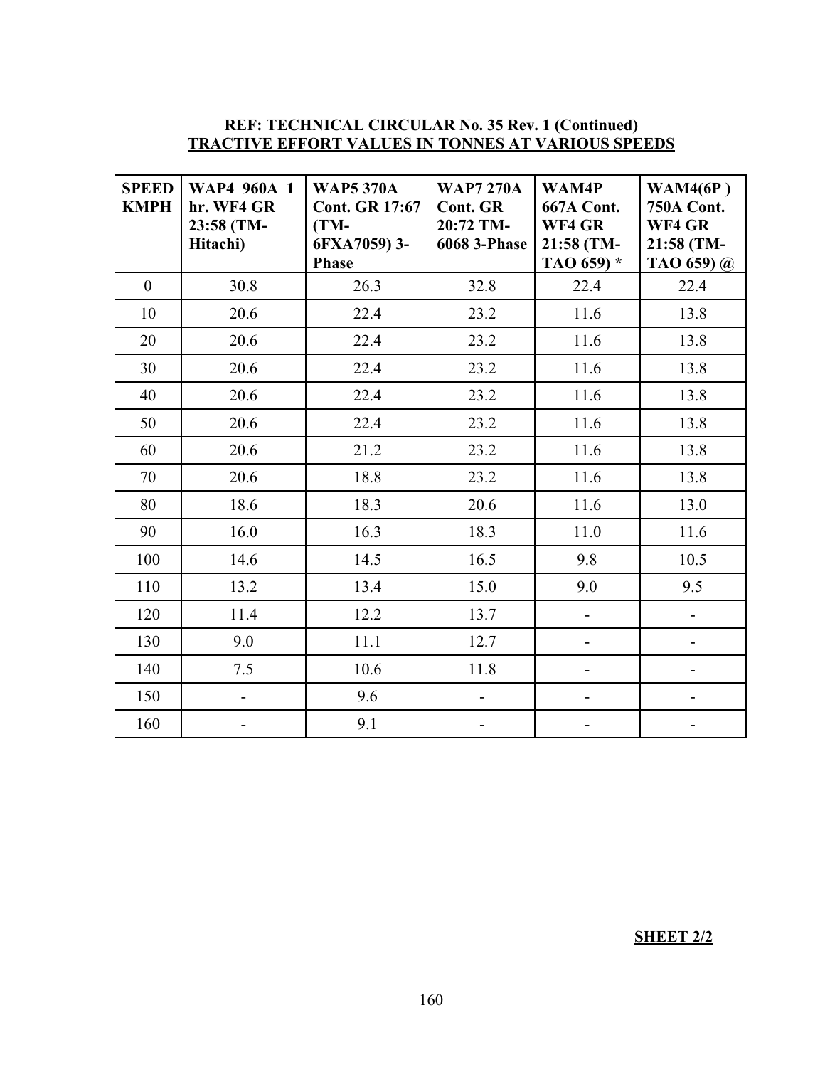**REF: TECHNICAL CIRCULAR No. 35 Rev. 1 (Continued)**

**TRACTIVE EFFORT VALUES IN TONNES AT VARIOUS SPEEDS**

| SPEED KMPH | WAP4 960A 1 hr. WF4 GR 23:58 (TM-Hitachi) | WAP5 370A Cont. GR 17:67 (TM-6FXA7059) 3-Phase | WAP7 270A Cont. GR 20:72 TM-6068 3-Phase | WAM4P 667A Cont. WF4 GR 21:58 (TM-TAO 659) * | WAM4(6P ) 750A Cont. WF4 GR 21:58 (TM-TAO 659) @ |
|---|---|---|---|---|---|
| 0 | 30.8 | 26.3 | 32.8 | 22.4 | 22.4 |
| 10 | 20.6 | 22.4 | 23.2 | 11.6 | 13.8 |
| 20 | 20.6 | 22.4 | 23.2 | 11.6 | 13.8 |
| 30 | 20.6 | 22.4 | 23.2 | 11.6 | 13.8 |
| 40 | 20.6 | 22.4 | 23.2 | 11.6 | 13.8 |
| 50 | 20.6 | 22.4 | 23.2 | 11.6 | 13.8 |
| 60 | 20.6 | 21.2 | 23.2 | 11.6 | 13.8 |
| 70 | 20.6 | 18.8 | 23.2 | 11.6 | 13.8 |
| 80 | 18.6 | 18.3 | 20.6 | 11.6 | 13.0 |
| 90 | 16.0 | 16.3 | 18.3 | 11.0 | 11.6 |
| 100 | 14.6 | 14.5 | 16.5 | 9.8 | 10.5 |
| 110 | 13.2 | 13.4 | 15.0 | 9.0 | 9.5 |
| 120 | 11.4 | 12.2 | 13.7 | - | - |
| 130 | 9.0 | 11.1 | 12.7 | - | - |
| 140 | 7.5 | 10.6 | 11.8 | - | - |
| 150 | - | 9.6 | - | - | - |
| 160 | - | 9.1 | - | - | - |

**SHEET 2/2**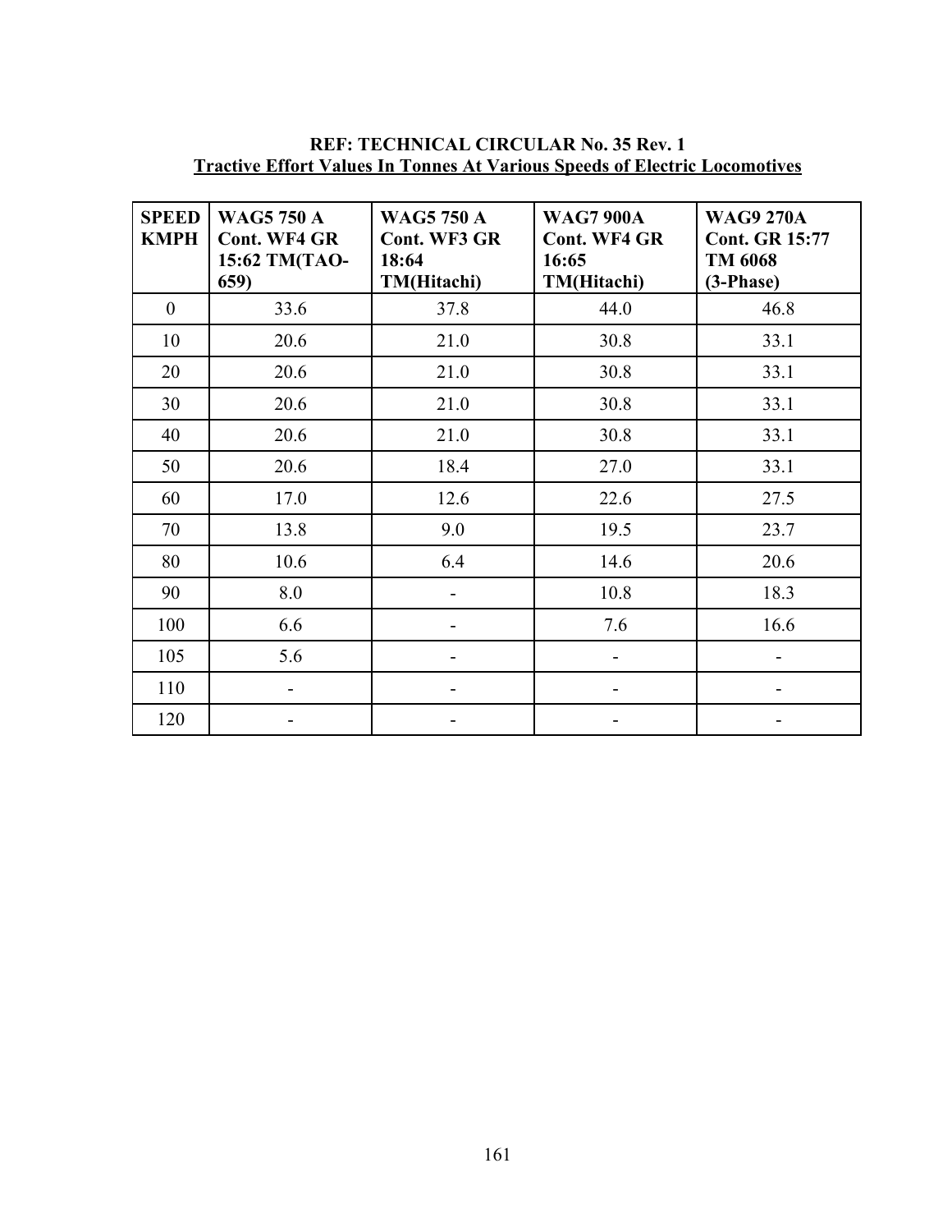**REF: TECHNICAL CIRCULAR No. 35 Rev. 1**

**Tractive Effort Values In Tonnes At Various Speeds of Electric Locomotives**

| SPEED KMPH | WAG5 750 A Cont. WF4 GR 15:62 TM(TAO-659) | WAG5 750 A Cont. WF3 GR 18:64 TM(Hitachi) | WAG7 900A Cont. WF4 GR 16:65 TM(Hitachi) | WAG9 270A Cont. GR 15:77 TM 6068 (3-Phase) |
|---|---|---|---|---|
| 0 | 33.6 | 37.8 | 44.0 | 46.8 |
| 10 | 20.6 | 21.0 | 30.8 | 33.1 |
| 20 | 20.6 | 21.0 | 30.8 | 33.1 |
| 30 | 20.6 | 21.0 | 30.8 | 33.1 |
| 40 | 20.6 | 21.0 | 30.8 | 33.1 |
| 50 | 20.6 | 18.4 | 27.0 | 33.1 |
| 60 | 17.0 | 12.6 | 22.6 | 27.5 |
| 70 | 13.8 | 9.0 | 19.5 | 23.7 |
| 80 | 10.6 | 6.4 | 14.6 | 20.6 |
| 90 | 8.0 | - | 10.8 | 18.3 |
| 100 | 6.6 | - | 7.6 | 16.6 |
| 105 | 5.6 | - | - | - |
| 110 | - | - | - | - |
| 120 | - | - | - | - |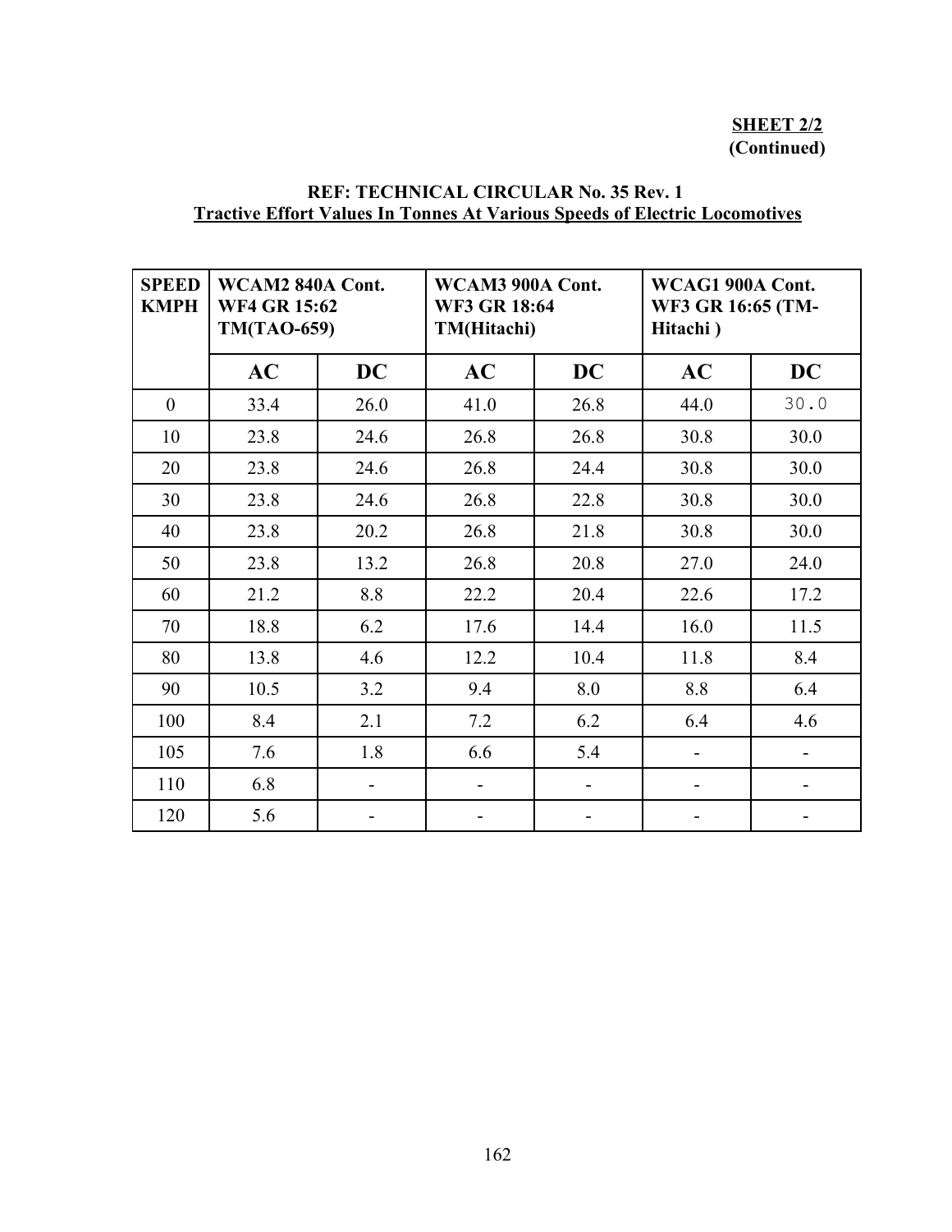**SHEET 2/2**
**(Continued)**

**REF: TECHNICAL CIRCULAR No. 35 Rev. 1**
**Tractive Effort Values In Tonnes At Various Speeds of Electric Locomotives**

| SPEED KMPH | WCAM2 840A Cont. WF4 GR 15:62 TM(TAO-659) | | WCAM3 900A Cont. WF3 GR 18:64 TM(Hitachi) | | WCAG1 900A Cont. WF3 GR 16:65 (TM-Hitachi ) | |
|---|---|---|---|---|---|---|
| | **AC** | **DC** | **AC** | **DC** | **AC** | **DC** |
| 0 | 33.4 | 26.0 | 41.0 | 26.8 | 44.0 | 30.0 |
| 10 | 23.8 | 24.6 | 26.8 | 26.8 | 30.8 | 30.0 |
| 20 | 23.8 | 24.6 | 26.8 | 24.4 | 30.8 | 30.0 |
| 30 | 23.8 | 24.6 | 26.8 | 22.8 | 30.8 | 30.0 |
| 40 | 23.8 | 20.2 | 26.8 | 21.8 | 30.8 | 30.0 |
| 50 | 23.8 | 13.2 | 26.8 | 20.8 | 27.0 | 24.0 |
| 60 | 21.2 | 8.8 | 22.2 | 20.4 | 22.6 | 17.2 |
| 70 | 18.8 | 6.2 | 17.6 | 14.4 | 16.0 | 11.5 |
| 80 | 13.8 | 4.6 | 12.2 | 10.4 | 11.8 | 8.4 |
| 90 | 10.5 | 3.2 | 9.4 | 8.0 | 8.8 | 6.4 |
| 100 | 8.4 | 2.1 | 7.2 | 6.2 | 6.4 | 4.6 |
| 105 | 7.6 | 1.8 | 6.6 | 5.4 | - | - |
| 110 | 6.8 | - | - | - | - | - |
| 120 | 5.6 | - | - | - | - | - |